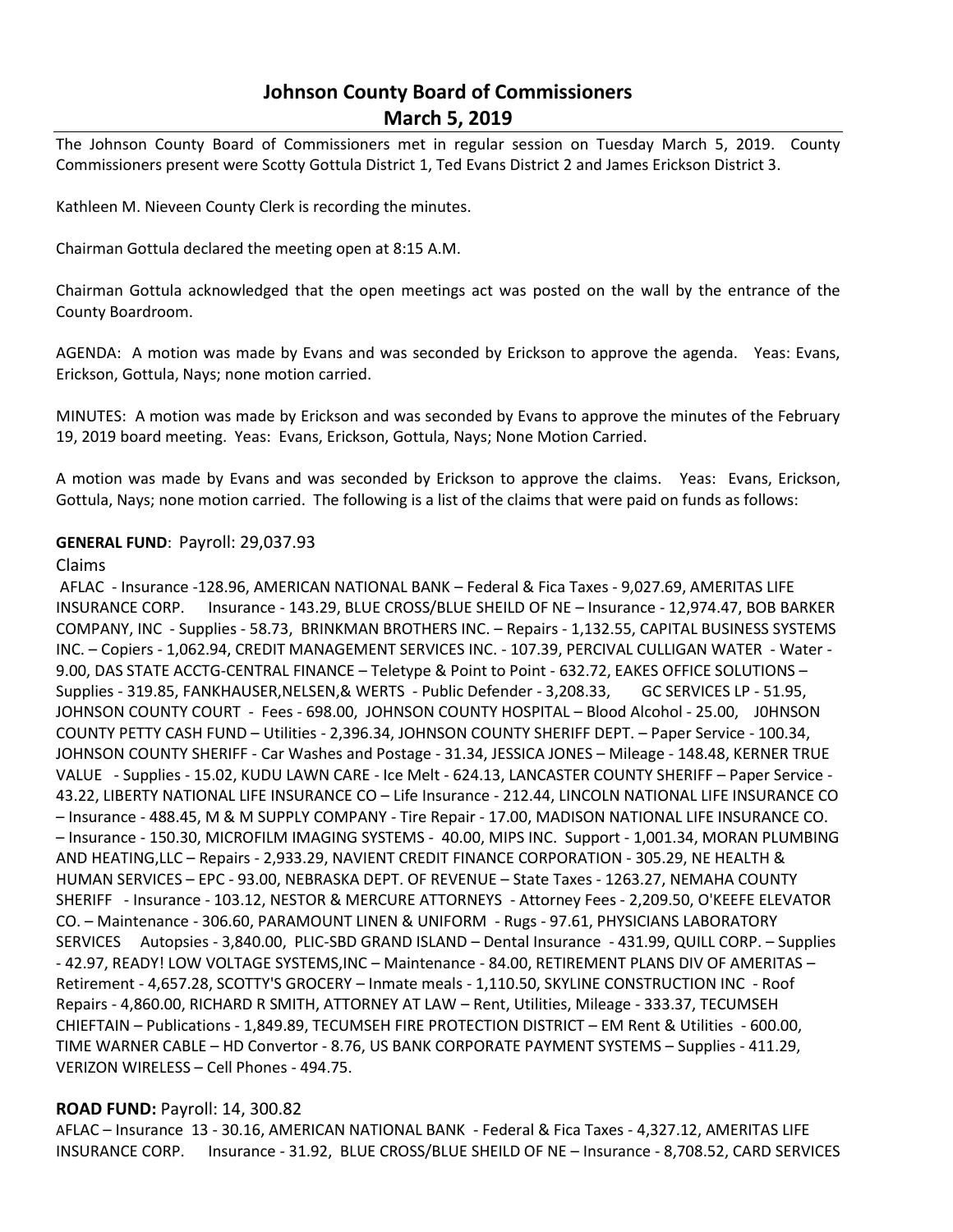# Johnson County Board of Commissioners
## March 5, 2019

The Johnson County Board of Commissioners met in regular session on Tuesday March 5, 2019. County Commissioners present were Scotty Gottula District 1, Ted Evans District 2 and James Erickson District 3.

Kathleen M. Nieveen County Clerk is recording the minutes.

Chairman Gottula declared the meeting open at 8:15 A.M.

Chairman Gottula acknowledged that the open meetings act was posted on the wall by the entrance of the County Boardroom.

AGENDA: A motion was made by Evans and was seconded by Erickson to approve the agenda. Yeas: Evans, Erickson, Gottula, Nays; none motion carried.

MINUTES: A motion was made by Erickson and was seconded by Evans to approve the minutes of the February 19, 2019 board meeting. Yeas: Evans, Erickson, Gottula, Nays; None Motion Carried.

A motion was made by Evans and was seconded by Erickson to approve the claims. Yeas: Evans, Erickson, Gottula, Nays; none motion carried. The following is a list of the claims that were paid on funds as follows:

**GENERAL FUND**: Payroll: 29,037.93

Claims

AFLAC - Insurance -128.96, AMERICAN NATIONAL BANK – Federal & Fica Taxes - 9,027.69, AMERITAS LIFE INSURANCE CORP. Insurance - 143.29, BLUE CROSS/BLUE SHEILD OF NE – Insurance - 12,974.47, BOB BARKER COMPANY, INC - Supplies - 58.73, BRINKMAN BROTHERS INC. – Repairs - 1,132.55, CAPITAL BUSINESS SYSTEMS INC. – Copiers - 1,062.94, CREDIT MANAGEMENT SERVICES INC. - 107.39, PERCIVAL CULLIGAN WATER - Water - 9.00, DAS STATE ACCTG-CENTRAL FINANCE – Teletype & Point to Point - 632.72, EAKES OFFICE SOLUTIONS – Supplies - 319.85, FANKHAUSER,NELSEN,& WERTS - Public Defender - 3,208.33, GC SERVICES LP - 51.95, JOHNSON COUNTY COURT - Fees - 698.00, JOHNSON COUNTY HOSPITAL – Blood Alcohol - 25.00, J0HNSON COUNTY PETTY CASH FUND – Utilities - 2,396.34, JOHNSON COUNTY SHERIFF DEPT. – Paper Service - 100.34, JOHNSON COUNTY SHERIFF - Car Washes and Postage - 31.34, JESSICA JONES – Mileage - 148.48, KERNER TRUE VALUE - Supplies - 15.02, KUDU LAWN CARE - Ice Melt - 624.13, LANCASTER COUNTY SHERIFF – Paper Service - 43.22, LIBERTY NATIONAL LIFE INSURANCE CO – Life Insurance - 212.44, LINCOLN NATIONAL LIFE INSURANCE CO – Insurance - 488.45, M & M SUPPLY COMPANY - Tire Repair - 17.00, MADISON NATIONAL LIFE INSURANCE CO. – Insurance - 150.30, MICROFILM IMAGING SYSTEMS - 40.00, MIPS INC. Support - 1,001.34, MORAN PLUMBING AND HEATING,LLC – Repairs - 2,933.29, NAVIENT CREDIT FINANCE CORPORATION - 305.29, NE HEALTH & HUMAN SERVICES – EPC - 93.00, NEBRASKA DEPT. OF REVENUE – State Taxes - 1263.27, NEMAHA COUNTY SHERIFF - Insurance - 103.12, NESTOR & MERCURE ATTORNEYS - Attorney Fees - 2,209.50, O'KEEFE ELEVATOR CO. – Maintenance - 306.60, PARAMOUNT LINEN & UNIFORM - Rugs - 97.61, PHYSICIANS LABORATORY SERVICES Autopsies - 3,840.00, PLIC-SBD GRAND ISLAND – Dental Insurance - 431.99, QUILL CORP. – Supplies - 42.97, READY! LOW VOLTAGE SYSTEMS,INC – Maintenance - 84.00, RETIREMENT PLANS DIV OF AMERITAS – Retirement - 4,657.28, SCOTTY'S GROCERY – Inmate meals - 1,110.50, SKYLINE CONSTRUCTION INC - Roof Repairs - 4,860.00, RICHARD R SMITH, ATTORNEY AT LAW – Rent, Utilities, Mileage - 333.37, TECUMSEH CHIEFTAIN – Publications - 1,849.89, TECUMSEH FIRE PROTECTION DISTRICT – EM Rent & Utilities - 600.00, TIME WARNER CABLE – HD Convertor - 8.76, US BANK CORPORATE PAYMENT SYSTEMS – Supplies - 411.29, VERIZON WIRELESS – Cell Phones - 494.75.

**ROAD FUND:** Payroll: 14, 300.82

AFLAC – Insurance 13 - 30.16, AMERICAN NATIONAL BANK - Federal & Fica Taxes - 4,327.12, AMERITAS LIFE INSURANCE CORP. Insurance - 31.92, BLUE CROSS/BLUE SHEILD OF NE – Insurance - 8,708.52, CARD SERVICES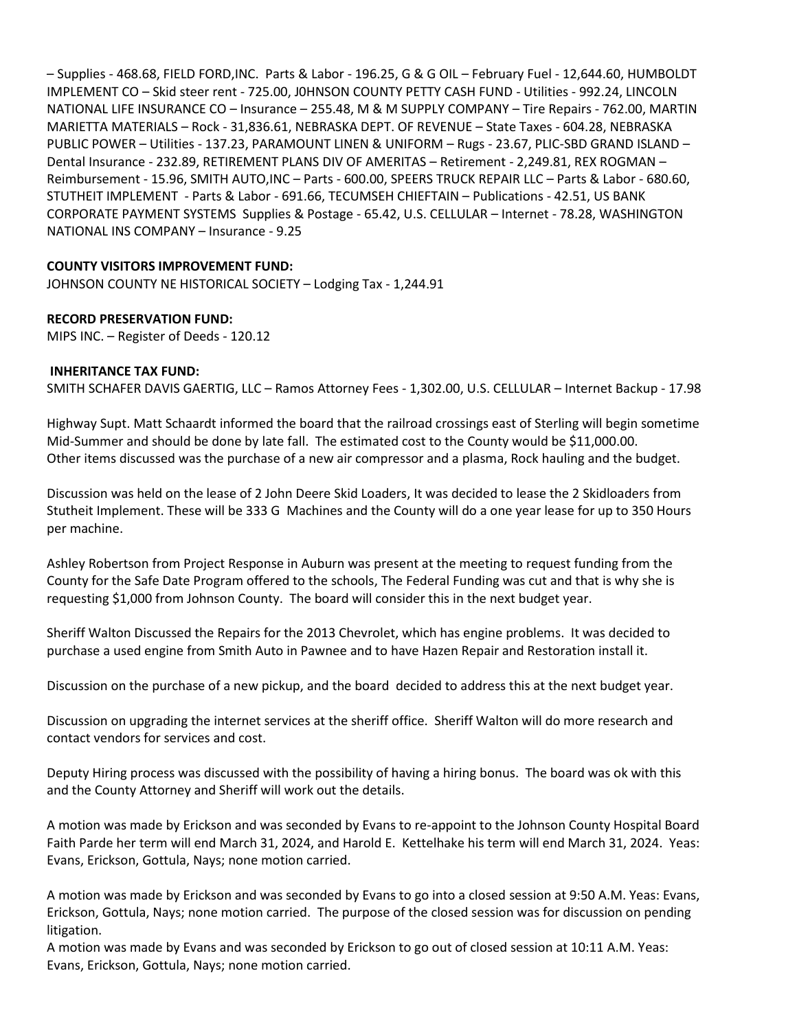– Supplies - 468.68, FIELD FORD,INC. Parts & Labor - 196.25, G & G OIL – February Fuel - 12,644.60, HUMBOLDT IMPLEMENT CO – Skid steer rent - 725.00, J0HNSON COUNTY PETTY CASH FUND - Utilities - 992.24, LINCOLN NATIONAL LIFE INSURANCE CO – Insurance – 255.48, M & M SUPPLY COMPANY – Tire Repairs - 762.00, MARTIN MARIETTA MATERIALS – Rock - 31,836.61, NEBRASKA DEPT. OF REVENUE – State Taxes - 604.28, NEBRASKA PUBLIC POWER – Utilities - 137.23, PARAMOUNT LINEN & UNIFORM – Rugs - 23.67, PLIC-SBD GRAND ISLAND – Dental Insurance - 232.89, RETIREMENT PLANS DIV OF AMERITAS – Retirement - 2,249.81, REX ROGMAN – Reimbursement - 15.96, SMITH AUTO,INC – Parts - 600.00, SPEERS TRUCK REPAIR LLC – Parts & Labor - 680.60, STUTHEIT IMPLEMENT - Parts & Labor - 691.66, TECUMSEH CHIEFTAIN – Publications - 42.51, US BANK CORPORATE PAYMENT SYSTEMS Supplies & Postage - 65.42, U.S. CELLULAR – Internet - 78.28, WASHINGTON NATIONAL INS COMPANY – Insurance - 9.25

**COUNTY VISITORS IMPROVEMENT FUND:**
JOHNSON COUNTY NE HISTORICAL SOCIETY – Lodging Tax - 1,244.91

**RECORD PRESERVATION FUND:**
MIPS INC. – Register of Deeds - 120.12

**INHERITANCE TAX FUND:**
SMITH SCHAFER DAVIS GAERTIG, LLC – Ramos Attorney Fees - 1,302.00, U.S. CELLULAR – Internet Backup - 17.98

Highway Supt. Matt Schaardt informed the board that the railroad crossings east of Sterling will begin sometime Mid-Summer and should be done by late fall. The estimated cost to the County would be $11,000.00. Other items discussed was the purchase of a new air compressor and a plasma, Rock hauling and the budget.

Discussion was held on the lease of 2 John Deere Skid Loaders, It was decided to lease the 2 Skidloaders from Stutheit Implement. These will be 333 G Machines and the County will do a one year lease for up to 350 Hours per machine.

Ashley Robertson from Project Response in Auburn was present at the meeting to request funding from the County for the Safe Date Program offered to the schools, The Federal Funding was cut and that is why she is requesting $1,000 from Johnson County. The board will consider this in the next budget year.

Sheriff Walton Discussed the Repairs for the 2013 Chevrolet, which has engine problems. It was decided to purchase a used engine from Smith Auto in Pawnee and to have Hazen Repair and Restoration install it.

Discussion on the purchase of a new pickup, and the board decided to address this at the next budget year.

Discussion on upgrading the internet services at the sheriff office. Sheriff Walton will do more research and contact vendors for services and cost.

Deputy Hiring process was discussed with the possibility of having a hiring bonus. The board was ok with this and the County Attorney and Sheriff will work out the details.

A motion was made by Erickson and was seconded by Evans to re-appoint to the Johnson County Hospital Board Faith Parde her term will end March 31, 2024, and Harold E. Kettelhake his term will end March 31, 2024. Yeas: Evans, Erickson, Gottula, Nays; none motion carried.

A motion was made by Erickson and was seconded by Evans to go into a closed session at 9:50 A.M. Yeas: Evans, Erickson, Gottula, Nays; none motion carried. The purpose of the closed session was for discussion on pending litigation.
A motion was made by Evans and was seconded by Erickson to go out of closed session at 10:11 A.M. Yeas: Evans, Erickson, Gottula, Nays; none motion carried.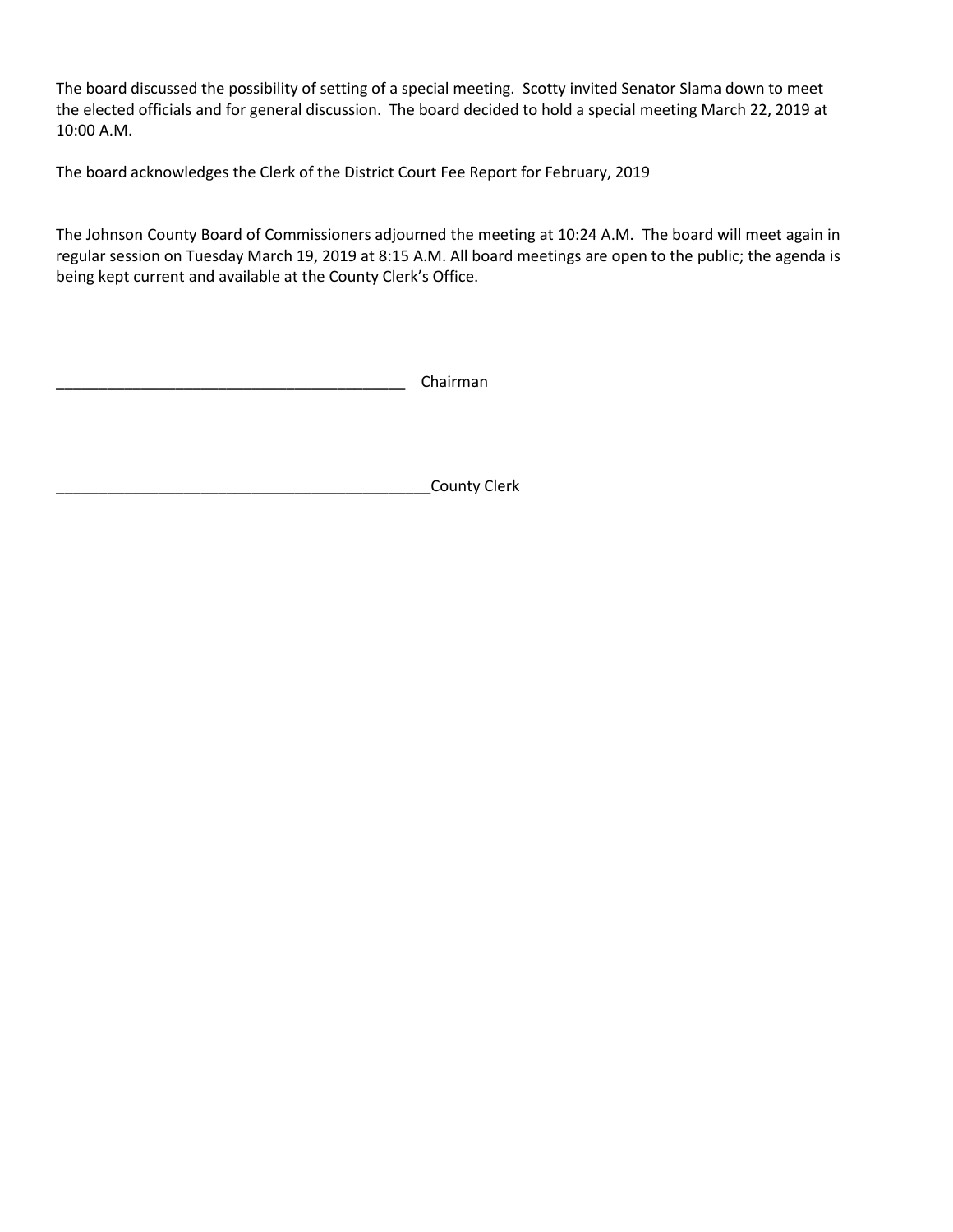The board discussed the possibility of setting of a special meeting. Scotty invited Senator Slama down to meet the elected officials and for general discussion. The board decided to hold a special meeting March 22, 2019 at 10:00 A.M.

The board acknowledges the Clerk of the District Court Fee Report for February, 2019

The Johnson County Board of Commissioners adjourned the meeting at 10:24 A.M. The board will meet again in regular session on Tuesday March 19, 2019 at 8:15 A.M. All board meetings are open to the public; the agenda is being kept current and available at the County Clerk's Office.

_________________________________________ Chairman

_____________________________________________County Clerk